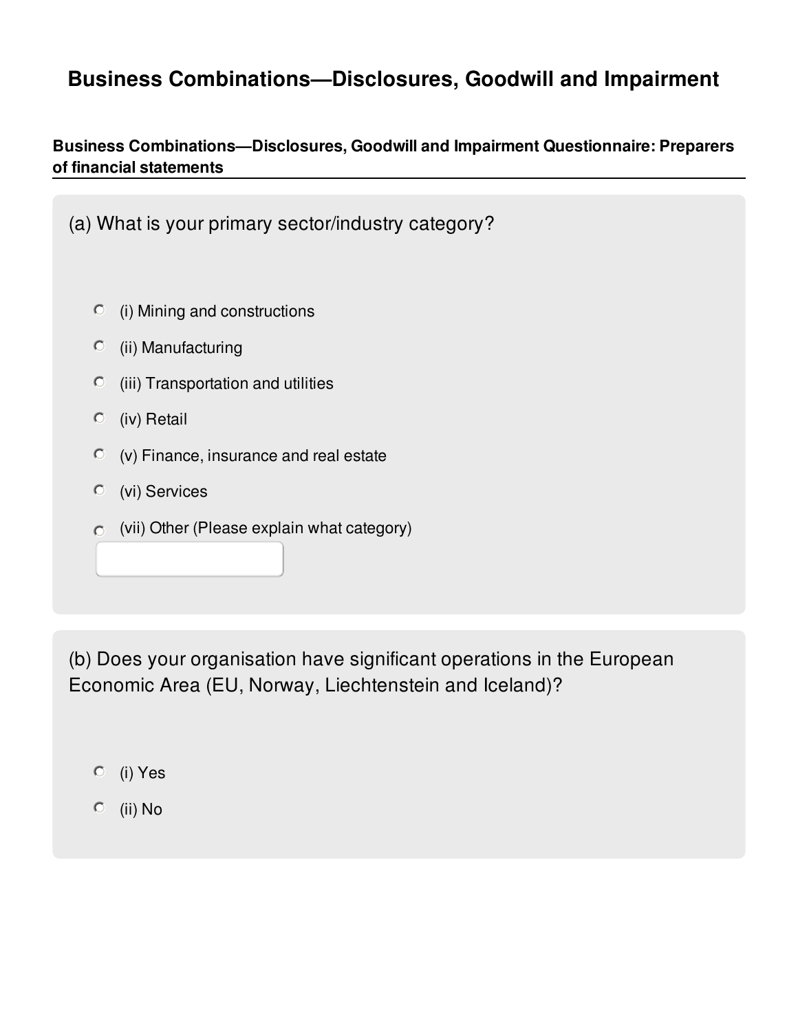# Business Combinations—Disclosures, Goodwill and Impairment

**Business Combinations—Disclosures, Goodwill and Impairment Questionnaire: Preparers of financial statements**

(a) What is your primary sector/industry category?

- (i) Mining and constructions
- (ii) Manufacturing
- (iii) Transportation and utilities
- (iv) Retail
- (v) Finance, insurance and real estate
- (vi) Services
- (vii) Other (Please explain what category)

(b) Does your organisation have significant operations in the European Economic Area (EU, Norway, Liechtenstein and Iceland)?

- (i) Yes
- (ii) No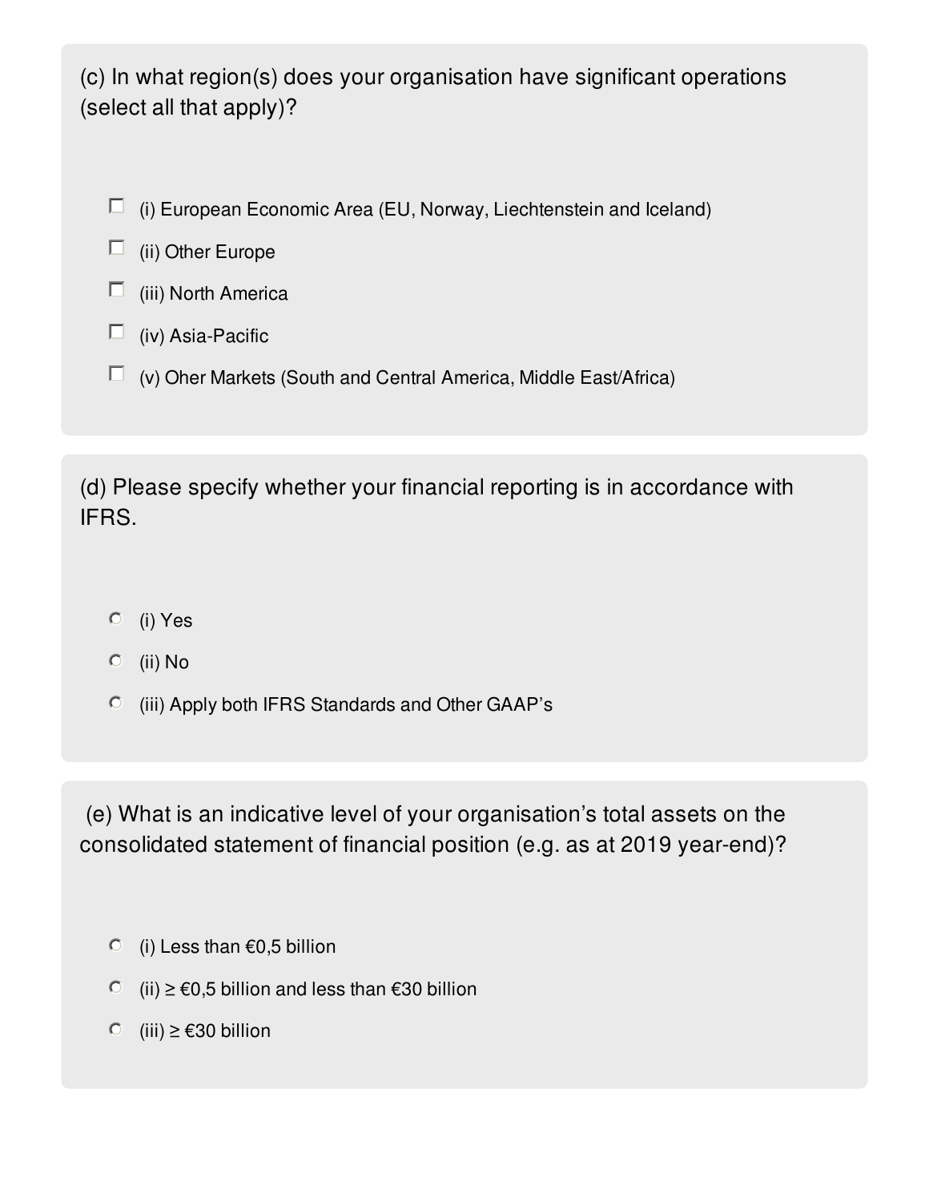(c) In what region(s) does your organisation have significant operations (select all that apply)?

- [ ] (i) European Economic Area (EU, Norway, Liechtenstein and Iceland)
- [ ] (ii) Other Europe
- [ ] (iii) North America
- [ ] (iv) Asia-Pacific
- [ ] (v) Oher Markets (South and Central America, Middle East/Africa)

(d) Please specify whether your financial reporting is in accordance with IFRS.

- (i) Yes
- (ii) No
- (iii) Apply both IFRS Standards and Other GAAP's

(e) What is an indicative level of your organisation's total assets on the consolidated statement of financial position (e.g. as at 2019 year-end)?

- (i) Less than €0,5 billion
- (ii) ≥ €0,5 billion and less than €30 billion
- (iii) ≥ €30 billion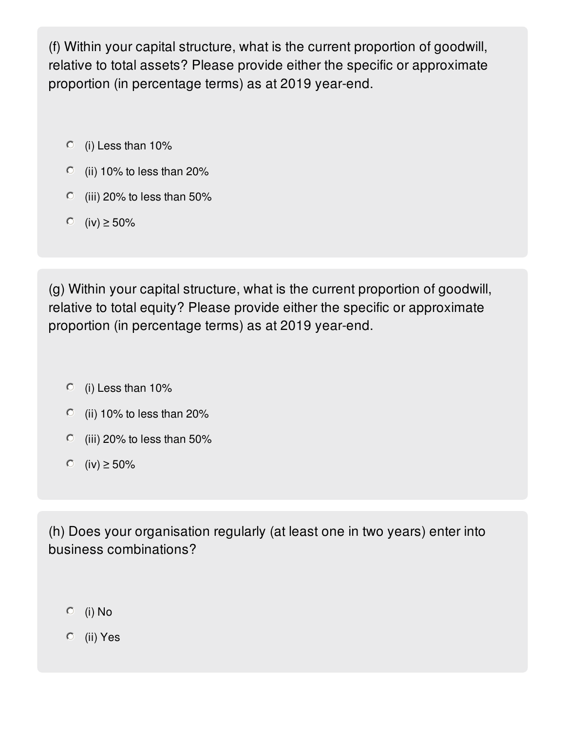(f) Within your capital structure, what is the current proportion of goodwill, relative to total assets? Please provide either the specific or approximate proportion (in percentage terms) as at 2019 year-end.

- (i) Less than 10%
- (ii) 10% to less than 20%
- (iii) 20% to less than 50%
- (iv) ≥ 50%

(g) Within your capital structure, what is the current proportion of goodwill, relative to total equity? Please provide either the specific or approximate proportion (in percentage terms) as at 2019 year-end.

- (i) Less than 10%
- (ii) 10% to less than 20%
- (iii) 20% to less than 50%
- (iv) ≥ 50%

(h) Does your organisation regularly (at least one in two years) enter into business combinations?

- (i) No
- (ii) Yes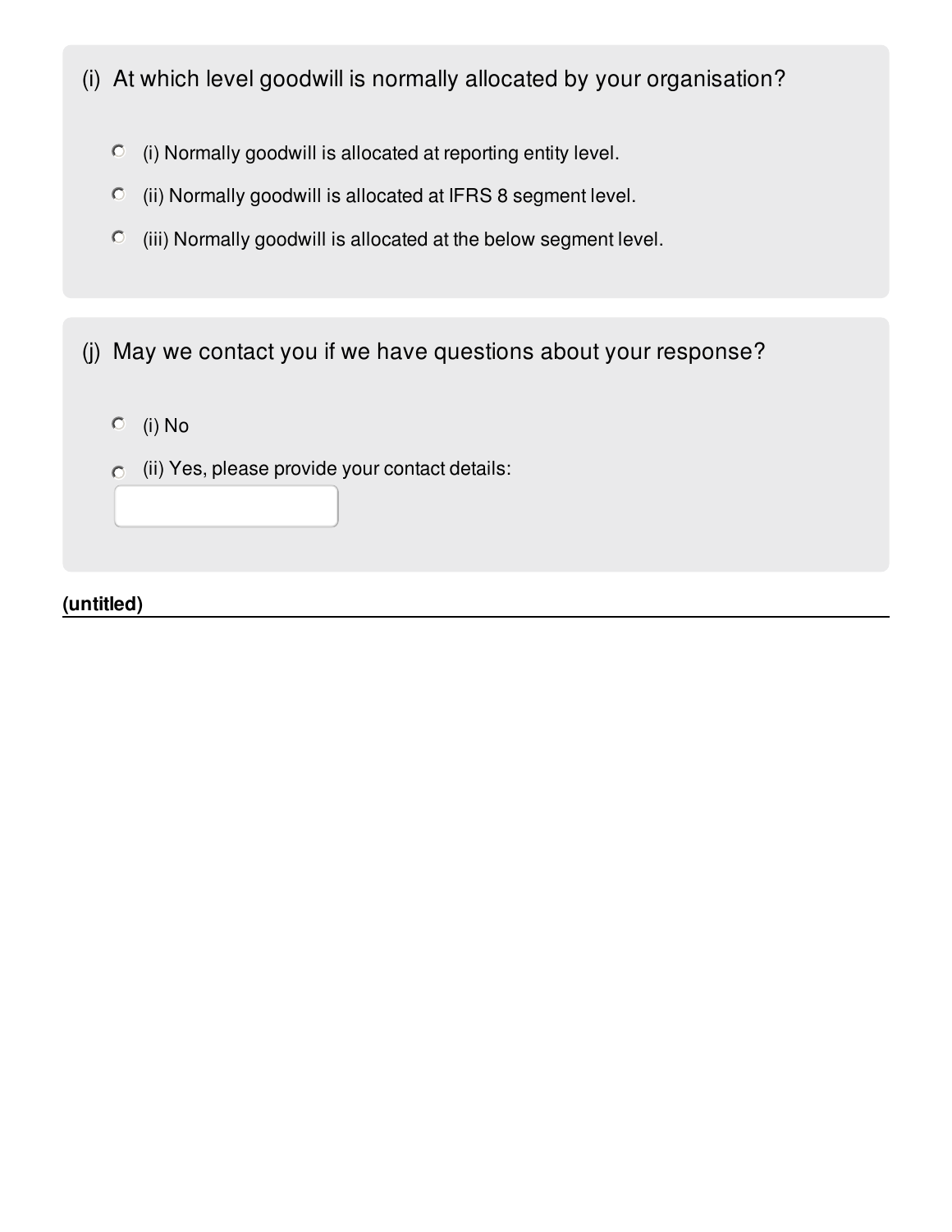(i) At which level goodwill is normally allocated by your organisation?

- (i) Normally goodwill is allocated at reporting entity level.
- (ii) Normally goodwill is allocated at IFRS 8 segment level.
- (iii) Normally goodwill is allocated at the below segment level.

(j) May we contact you if we have questions about your response?

- (i) No
- (ii) Yes, please provide your contact details:

**(untitled)**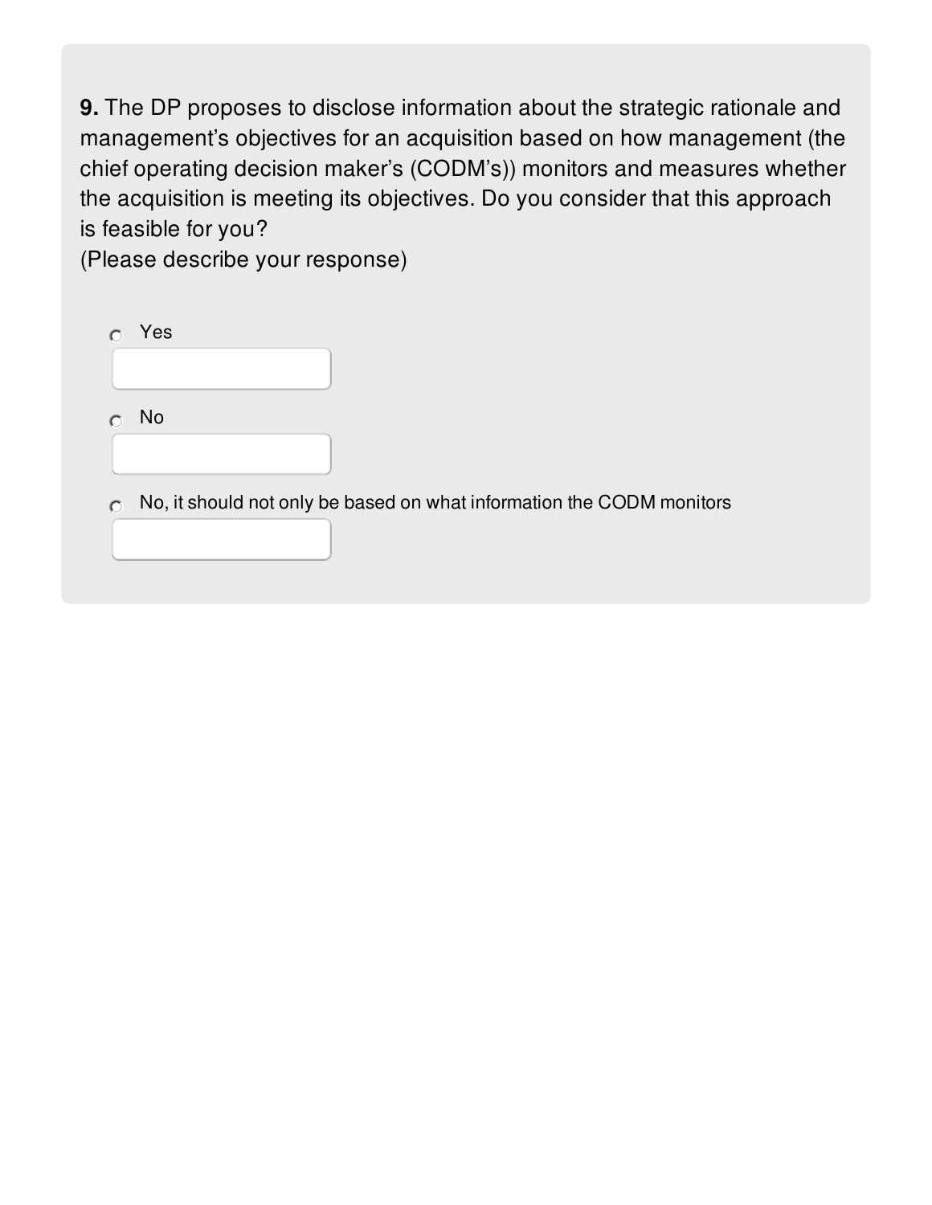**9.** The DP proposes to disclose information about the strategic rationale and management's objectives for an acquisition based on how management (the chief operating decision maker's (CODM's)) monitors and measures whether the acquisition is meeting its objectives. Do you consider that this approach is feasible for you?
(Please describe your response)

- ○ Yes
- ○ No
- ○ No, it should not only be based on what information the CODM monitors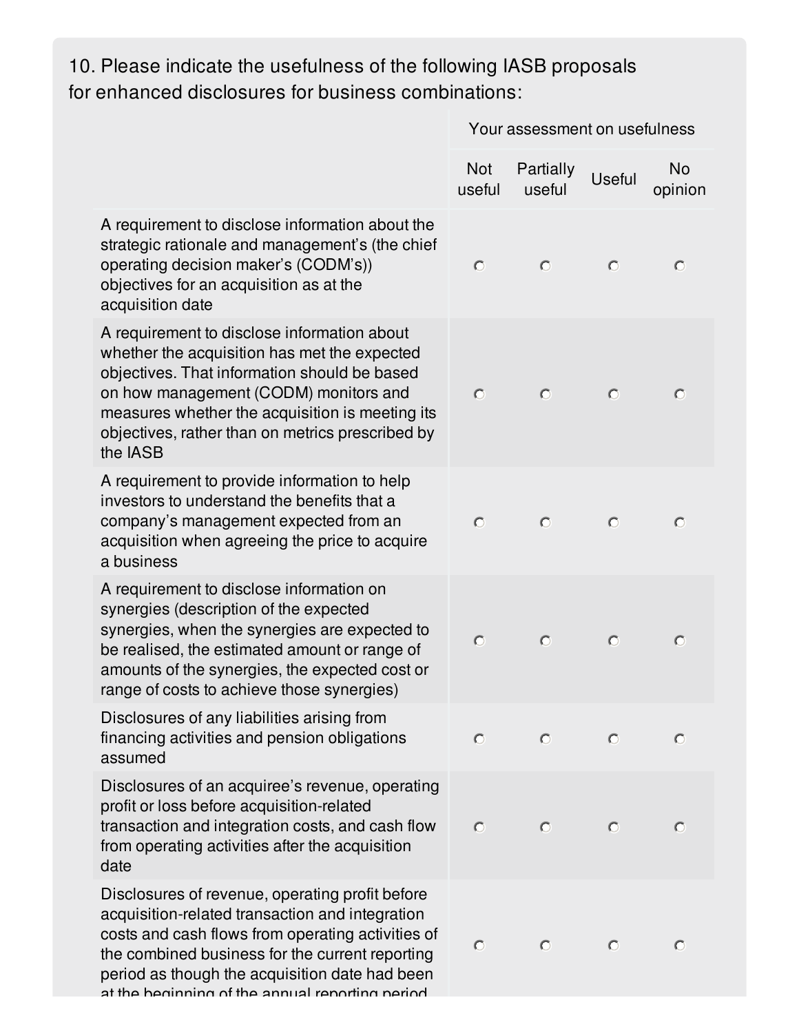10. Please indicate the usefulness of the following IASB proposals for enhanced disclosures for business combinations:

| | Your assessment on usefulness | | | |
|---|---|---|---|---|
| | Not useful | Partially useful | Useful | No opinion |
| A requirement to disclose information about the strategic rationale and management's (the chief operating decision maker's (CODM's)) objectives for an acquisition as at the acquisition date | ○ | ○ | ○ | ○ |
| A requirement to disclose information about whether the acquisition has met the expected objectives. That information should be based on how management (CODM) monitors and measures whether the acquisition is meeting its objectives, rather than on metrics prescribed by the IASB | ○ | ○ | ○ | ○ |
| A requirement to provide information to help investors to understand the benefits that a company's management expected from an acquisition when agreeing the price to acquire a business | ○ | ○ | ○ | ○ |
| A requirement to disclose information on synergies (description of the expected synergies, when the synergies are expected to be realised, the estimated amount or range of amounts of the synergies, the expected cost or range of costs to achieve those synergies) | ○ | ○ | ○ | ○ |
| Disclosures of any liabilities arising from financing activities and pension obligations assumed | ○ | ○ | ○ | ○ |
| Disclosures of an acquiree's revenue, operating profit or loss before acquisition-related transaction and integration costs, and cash flow from operating activities after the acquisition date | ○ | ○ | ○ | ○ |
| Disclosures of revenue, operating profit before acquisition-related transaction and integration costs and cash flows from operating activities of the combined business for the current reporting period as though the acquisition date had been at the beginning of the annual reporting period | ○ | ○ | ○ | ○ |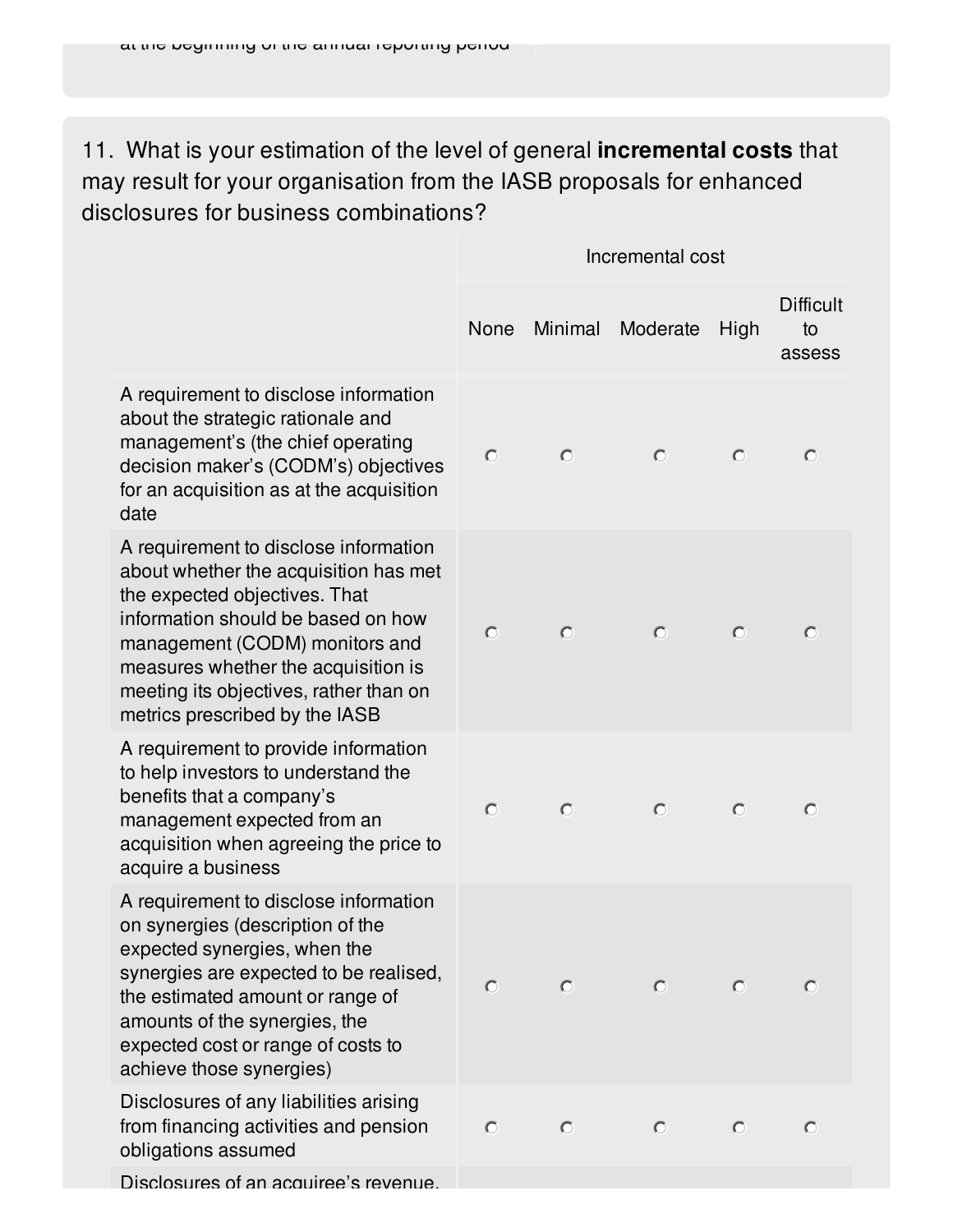at the beginning of the annual reporting period

11. What is your estimation of the level of general **incremental costs** that may result for your organisation from the IASB proposals for enhanced disclosures for business combinations?

| | Incremental cost | | | | |
|---|---|---|---|---|---|
| | None | Minimal | Moderate | High | Difficult to assess |
| A requirement to disclose information about the strategic rationale and management's (the chief operating decision maker's (CODM's) objectives for an acquisition as at the acquisition date | ○ | ○ | ○ | ○ | ○ |
| A requirement to disclose information about whether the acquisition has met the expected objectives. That information should be based on how management (CODM) monitors and measures whether the acquisition is meeting its objectives, rather than on metrics prescribed by the IASB | ○ | ○ | ○ | ○ | ○ |
| A requirement to provide information to help investors to understand the benefits that a company's management expected from an acquisition when agreeing the price to acquire a business | ○ | ○ | ○ | ○ | ○ |
| A requirement to disclose information on synergies (description of the expected synergies, when the synergies are expected to be realised, the estimated amount or range of amounts of the synergies, the expected cost or range of costs to achieve those synergies) | ○ | ○ | ○ | ○ | ○ |
| Disclosures of any liabilities arising from financing activities and pension obligations assumed | ○ | ○ | ○ | ○ | ○ |
| Disclosures of an acquiree's revenue, | | | | | |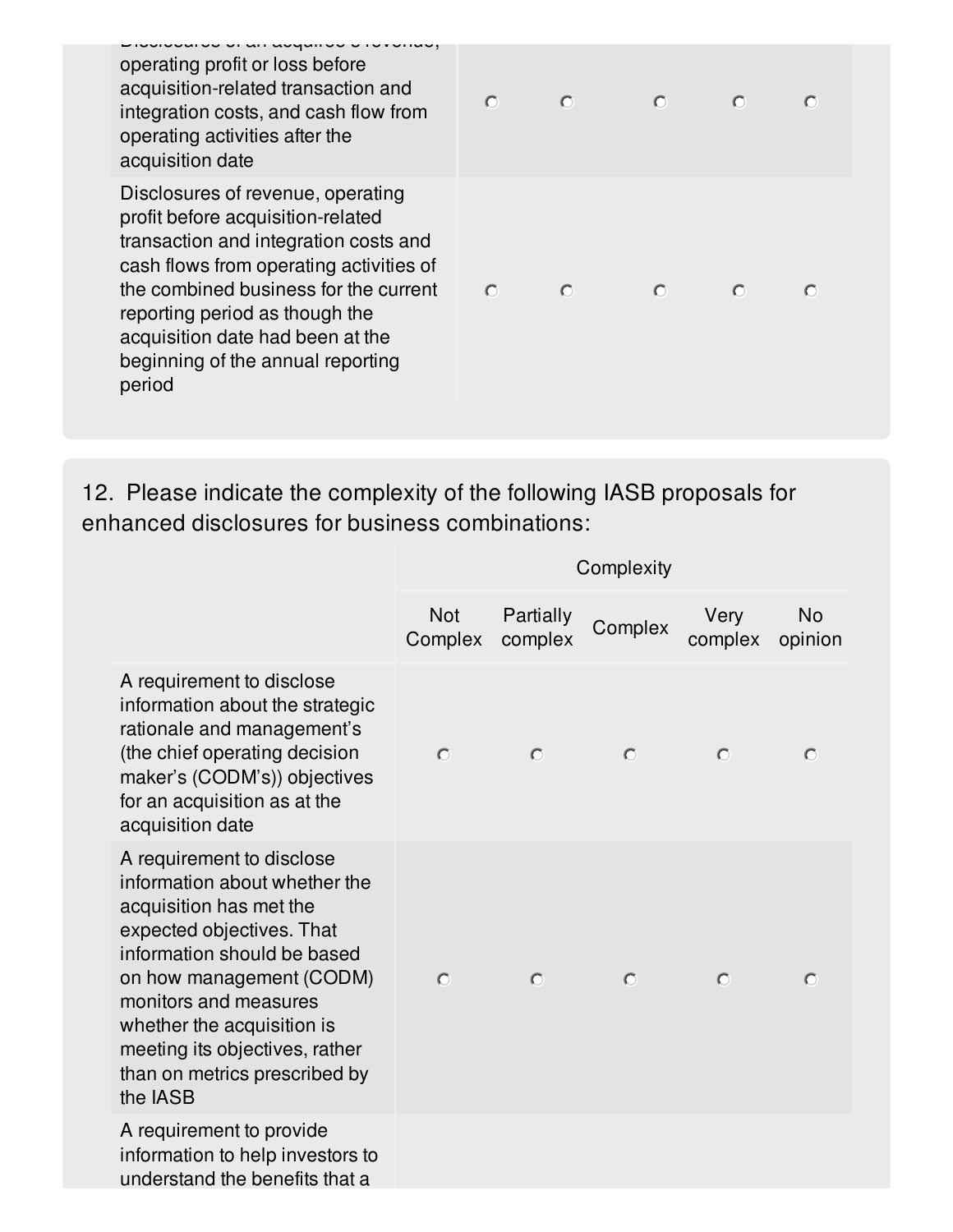| | | | | | |
|---|---|---|---|---|---|
| Disclosures of an acquiree's revenue, operating profit or loss before acquisition-related transaction and integration costs, and cash flow from operating activities after the acquisition date | ○ | ○ | ○ | ○ | ○ |
| Disclosures of revenue, operating profit before acquisition-related transaction and integration costs and cash flows from operating activities of the combined business for the current reporting period as though the acquisition date had been at the beginning of the annual reporting period | ○ | ○ | ○ | ○ | ○ |

## 12. Please indicate the complexity of the following IASB proposals for enhanced disclosures for business combinations:

| | Complexity | | | | |
|---|---|---|---|---|---|
| | Not Complex | Partially complex | Complex | Very complex | No opinion |
| A requirement to disclose information about the strategic rationale and management's (the chief operating decision maker's (CODM's)) objectives for an acquisition as at the acquisition date | ○ | ○ | ○ | ○ | ○ |
| A requirement to disclose information about whether the acquisition has met the expected objectives. That information should be based on how management (CODM) monitors and measures whether the acquisition is meeting its objectives, rather than on metrics prescribed by the IASB | ○ | ○ | ○ | ○ | ○ |
| A requirement to provide information to help investors to understand the benefits that a | | | | | |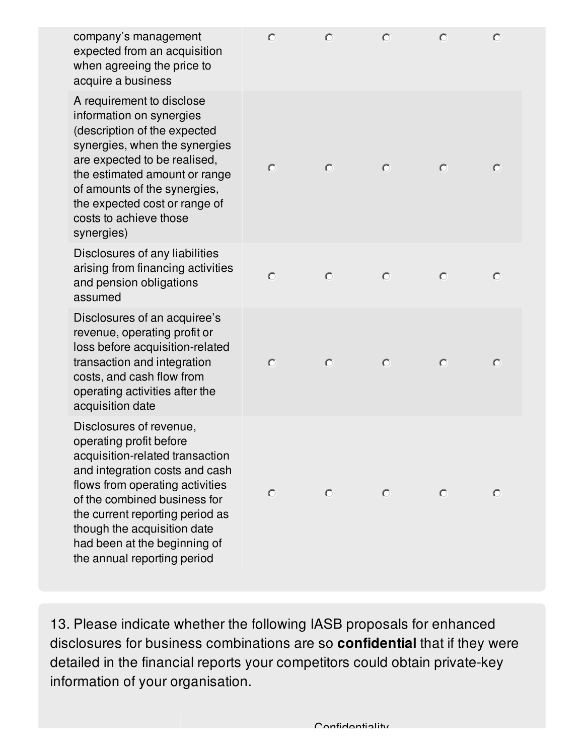| | | | | | |
|---|---|---|---|---|---|
| company's management expected from an acquisition when agreeing the price to acquire a business | ○ | ○ | ○ | ○ | ○ |
| A requirement to disclose information on synergies (description of the expected synergies, when the synergies are expected to be realised, the estimated amount or range of amounts of the synergies, the expected cost or range of costs to achieve those synergies) | ○ | ○ | ○ | ○ | ○ |
| Disclosures of any liabilities arising from financing activities and pension obligations assumed | ○ | ○ | ○ | ○ | ○ |
| Disclosures of an acquiree's revenue, operating profit or loss before acquisition-related transaction and integration costs, and cash flow from operating activities after the acquisition date | ○ | ○ | ○ | ○ | ○ |
| Disclosures of revenue, operating profit before acquisition-related transaction and integration costs and cash flows from operating activities of the combined business for the current reporting period as though the acquisition date had been at the beginning of the annual reporting period | ○ | ○ | ○ | ○ | ○ |

13. Please indicate whether the following IASB proposals for enhanced disclosures for business combinations are so **confidential** that if they were detailed in the financial reports your competitors could obtain private-key information of your organisation.

Confidentiality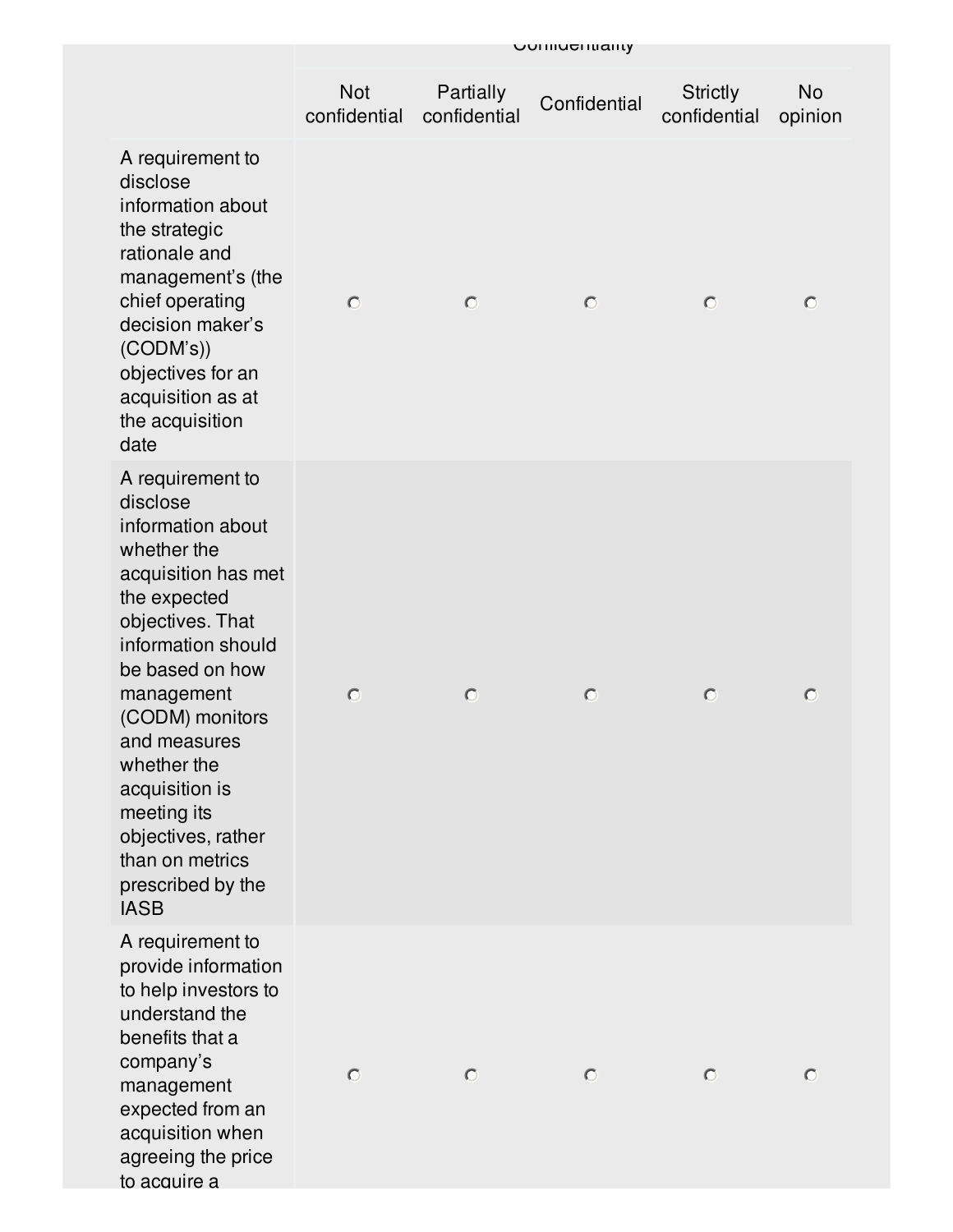| | Confidentiality | | | | |
|---|---|---|---|---|---|
| | Not confidential | Partially confidential | Confidential | Strictly confidential | No opinion |
| A requirement to disclose information about the strategic rationale and management's (the chief operating decision maker's (CODM's)) objectives for an acquisition as at the acquisition date | ○ | ○ | ○ | ○ | ○ |
| A requirement to disclose information about whether the acquisition has met the expected objectives. That information should be based on how management (CODM) monitors and measures whether the acquisition is meeting its objectives, rather than on metrics prescribed by the IASB | ○ | ○ | ○ | ○ | ○ |
| A requirement to provide information to help investors to understand the benefits that a company's management expected from an acquisition when agreeing the price to acquire a | ○ | ○ | ○ | ○ | ○ |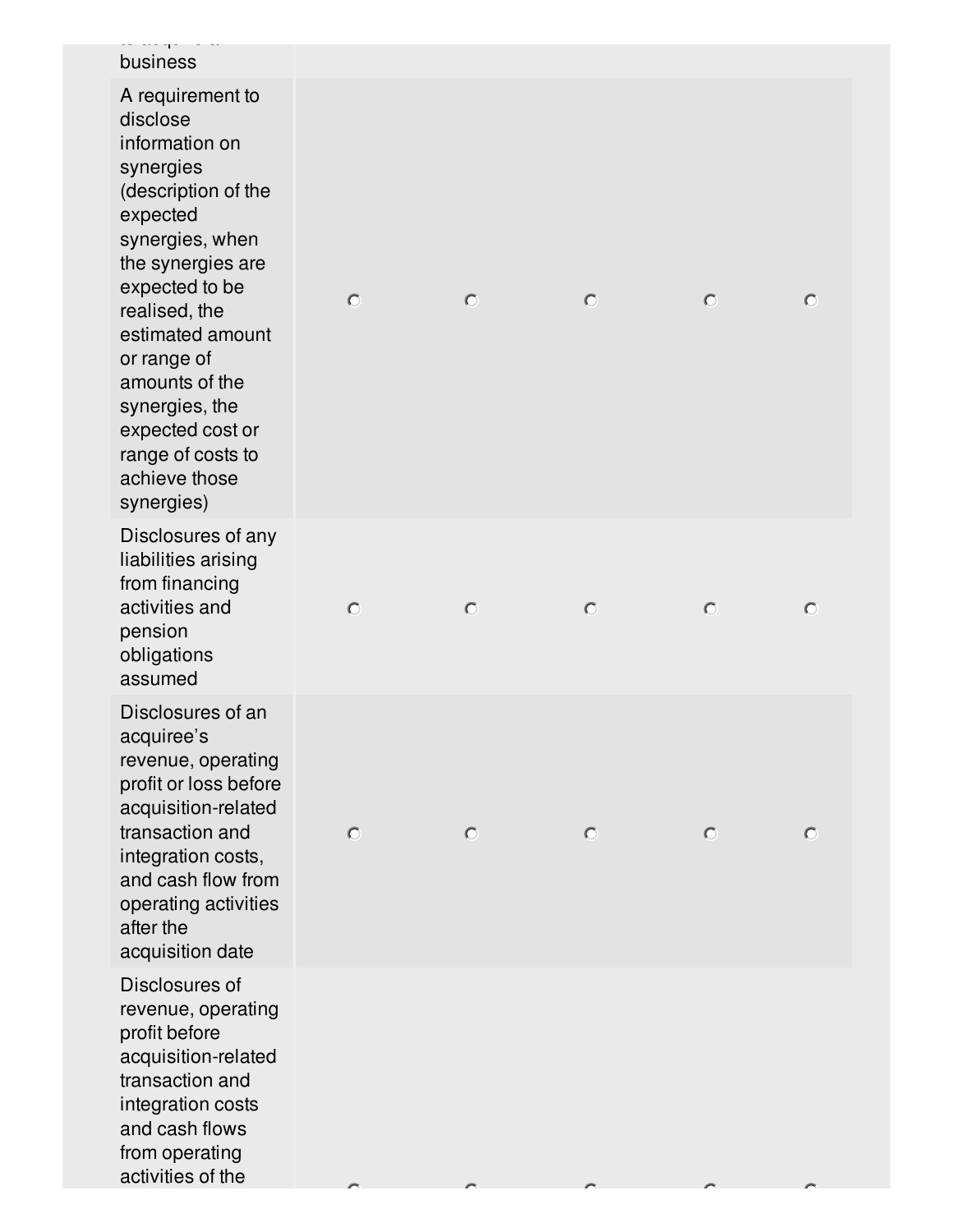| | | | | | |
|---|---|---|---|---|---|
| business | | | | | |
| A requirement to disclose information on synergies (description of the expected synergies, when the synergies are expected to be realised, the estimated amount or range of amounts of the synergies, the expected cost or range of costs to achieve those synergies) | ○ | ○ | ○ | ○ | ○ |
| Disclosures of any liabilities arising from financing activities and pension obligations assumed | ○ | ○ | ○ | ○ | ○ |
| Disclosures of an acquiree’s revenue, operating profit or loss before acquisition-related transaction and integration costs, and cash flow from operating activities after the acquisition date | ○ | ○ | ○ | ○ | ○ |
| Disclosures of revenue, operating profit before acquisition-related transaction and integration costs and cash flows from operating activities of the | ○ | ○ | ○ | ○ | ○ |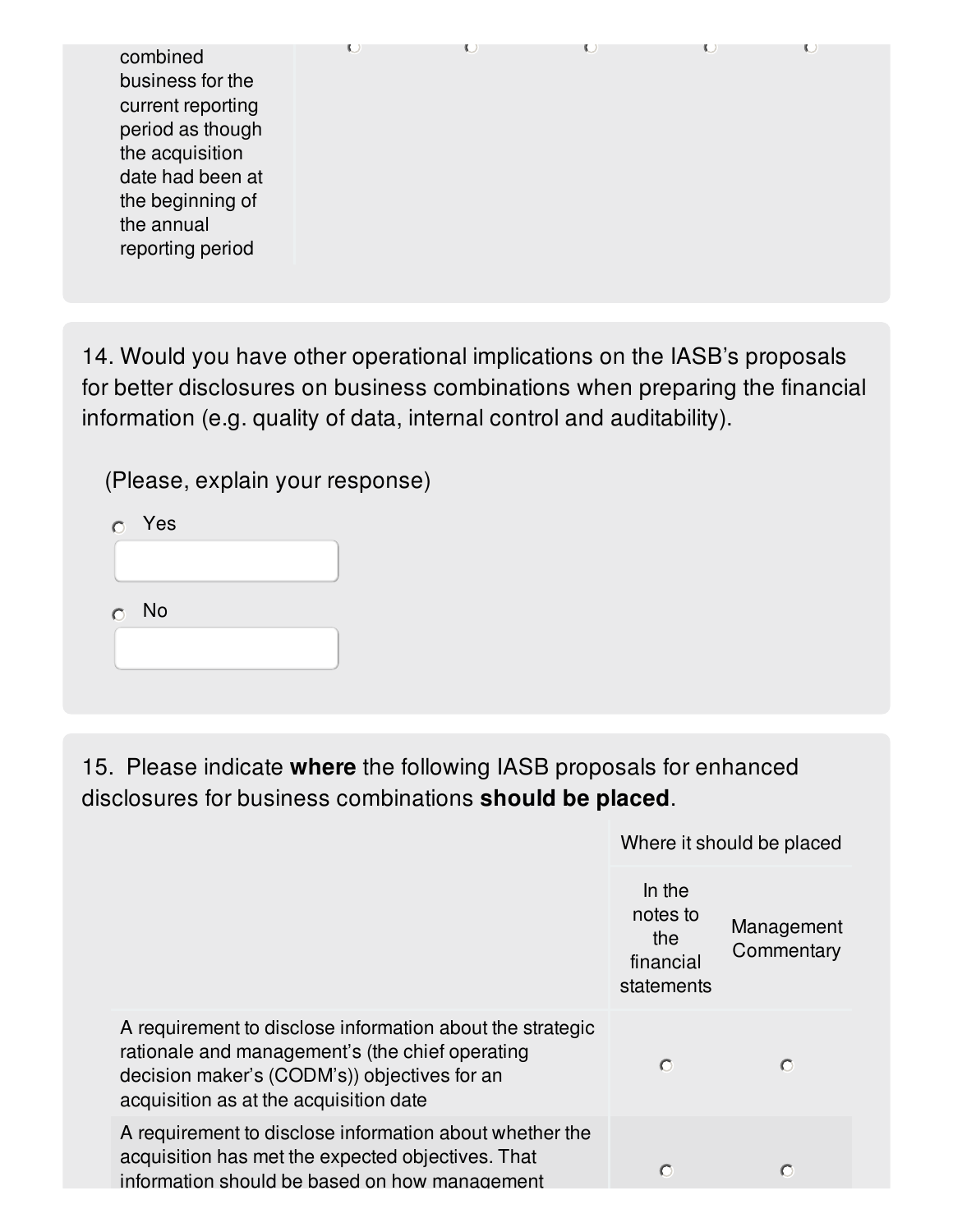combined business for the current reporting period as though the acquisition date had been at the beginning of the annual reporting period

14. Would you have other operational implications on the IASB's proposals for better disclosures on business combinations when preparing the financial information (e.g. quality of data, internal control and auditability).

(Please, explain your response)

- Yes
- No

15. Please indicate **where** the following IASB proposals for enhanced disclosures for business combinations **should be placed**.

| | Where it should be placed | |
|---|---|---|
| | In the notes to the financial statements | Management Commentary |
| A requirement to disclose information about the strategic rationale and management's (the chief operating decision maker's (CODM's)) objectives for an acquisition as at the acquisition date | | |
| A requirement to disclose information about whether the acquisition has met the expected objectives. That information should be based on how management | | |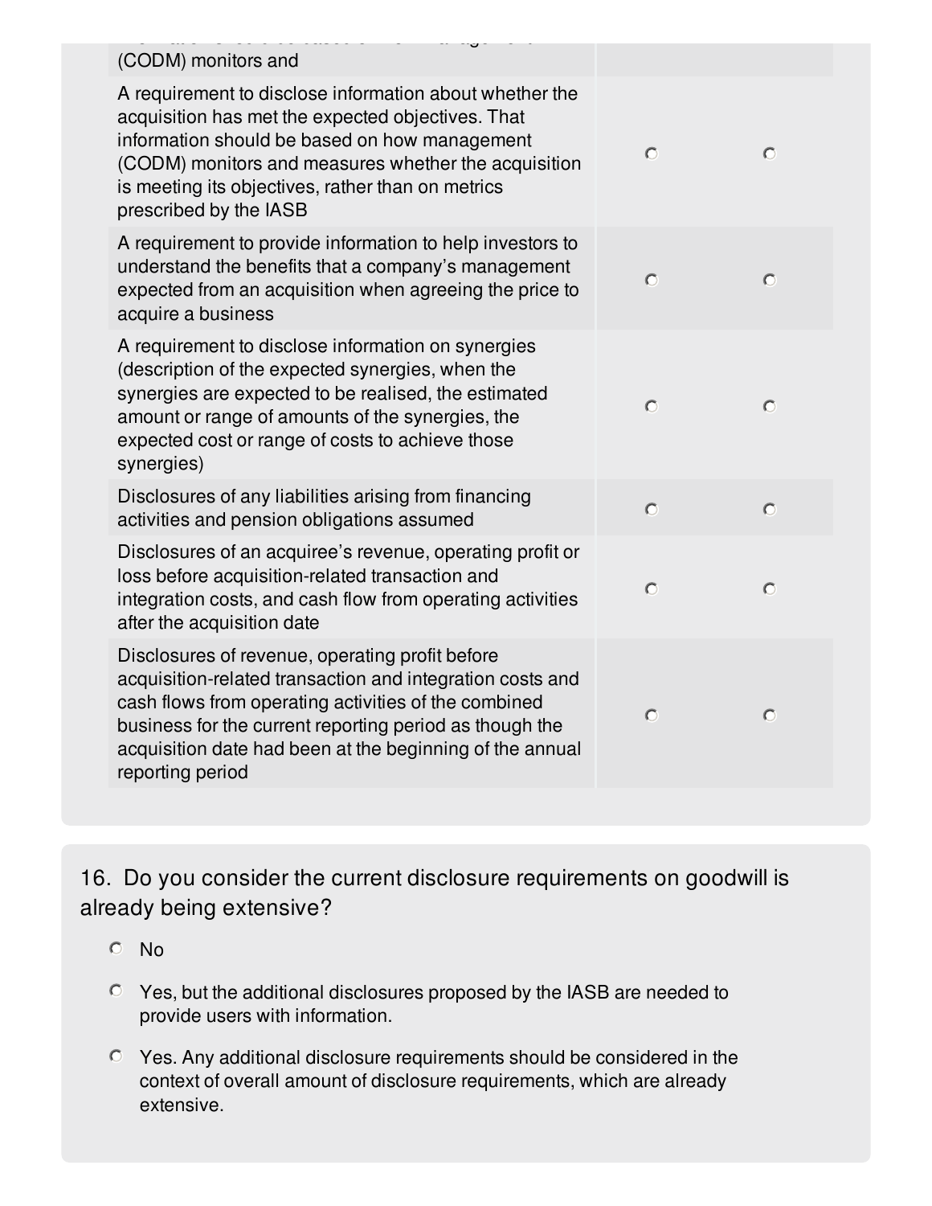| | | |
|---|---|---|
| (CODM) monitors and | | |
| A requirement to disclose information about whether the acquisition has met the expected objectives. That information should be based on how management (CODM) monitors and measures whether the acquisition is meeting its objectives, rather than on metrics prescribed by the IASB | ○ | ○ |
| A requirement to provide information to help investors to understand the benefits that a company's management expected from an acquisition when agreeing the price to acquire a business | ○ | ○ |
| A requirement to disclose information on synergies (description of the expected synergies, when the synergies are expected to be realised, the estimated amount or range of amounts of the synergies, the expected cost or range of costs to achieve those synergies) | ○ | ○ |
| Disclosures of any liabilities arising from financing activities and pension obligations assumed | ○ | ○ |
| Disclosures of an acquiree's revenue, operating profit or loss before acquisition-related transaction and integration costs, and cash flow from operating activities after the acquisition date | ○ | ○ |
| Disclosures of revenue, operating profit before acquisition-related transaction and integration costs and cash flows from operating activities of the combined business for the current reporting period as though the acquisition date had been at the beginning of the annual reporting period | ○ | ○ |

16. Do you consider the current disclosure requirements on goodwill is already being extensive?

- ○ No
- ○ Yes, but the additional disclosures proposed by the IASB are needed to provide users with information.
- ○ Yes. Any additional disclosure requirements should be considered in the context of overall amount of disclosure requirements, which are already extensive.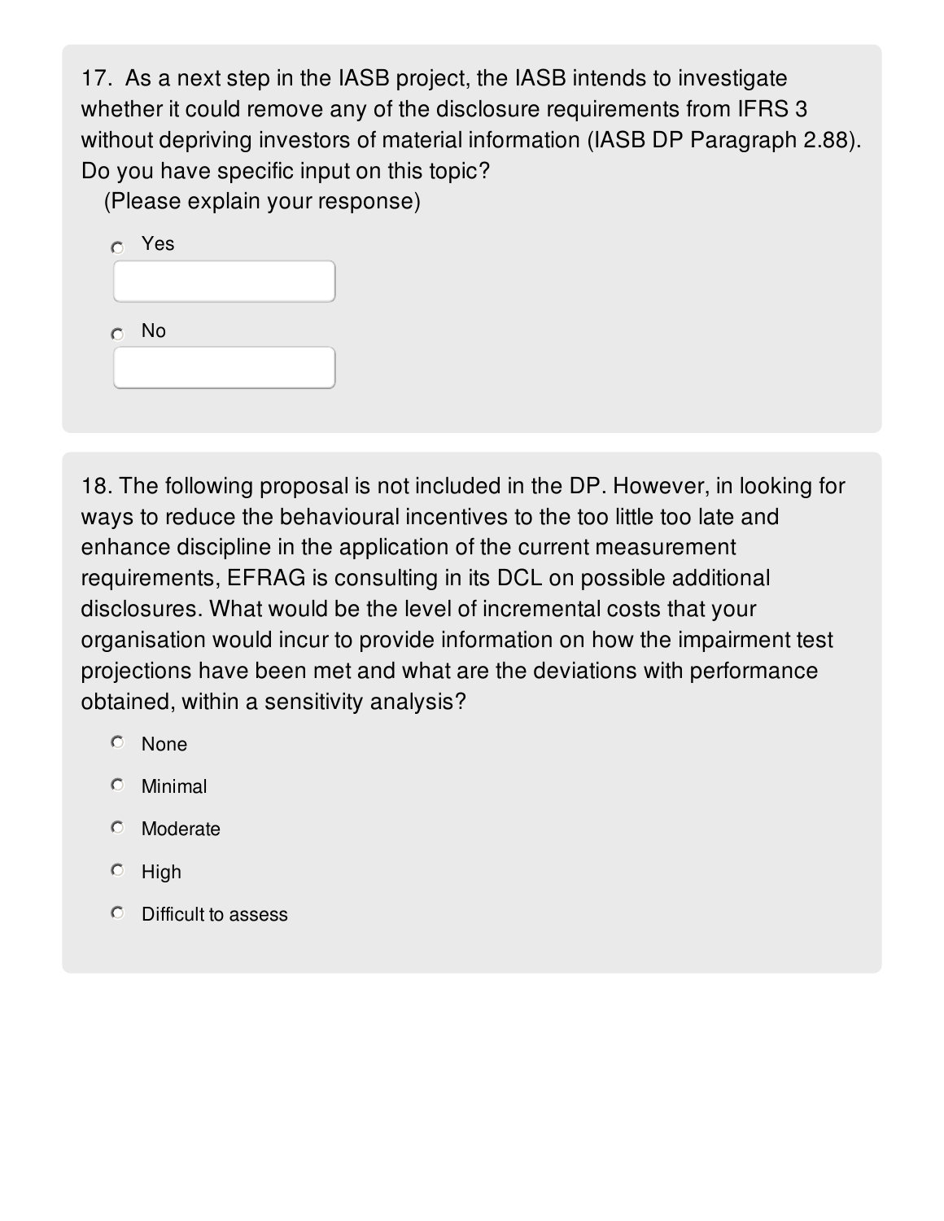17. As a next step in the IASB project, the IASB intends to investigate whether it could remove any of the disclosure requirements from IFRS 3 without depriving investors of material information (IASB DP Paragraph 2.88). Do you have specific input on this topic?

(Please explain your response)

- ○ Yes
- ○ No

18. The following proposal is not included in the DP. However, in looking for ways to reduce the behavioural incentives to the too little too late and enhance discipline in the application of the current measurement requirements, EFRAG is consulting in its DCL on possible additional disclosures. What would be the level of incremental costs that your organisation would incur to provide information on how the impairment test projections have been met and what are the deviations with performance obtained, within a sensitivity analysis?

- ○ None
- ○ Minimal
- ○ Moderate
- ○ High
- ○ Difficult to assess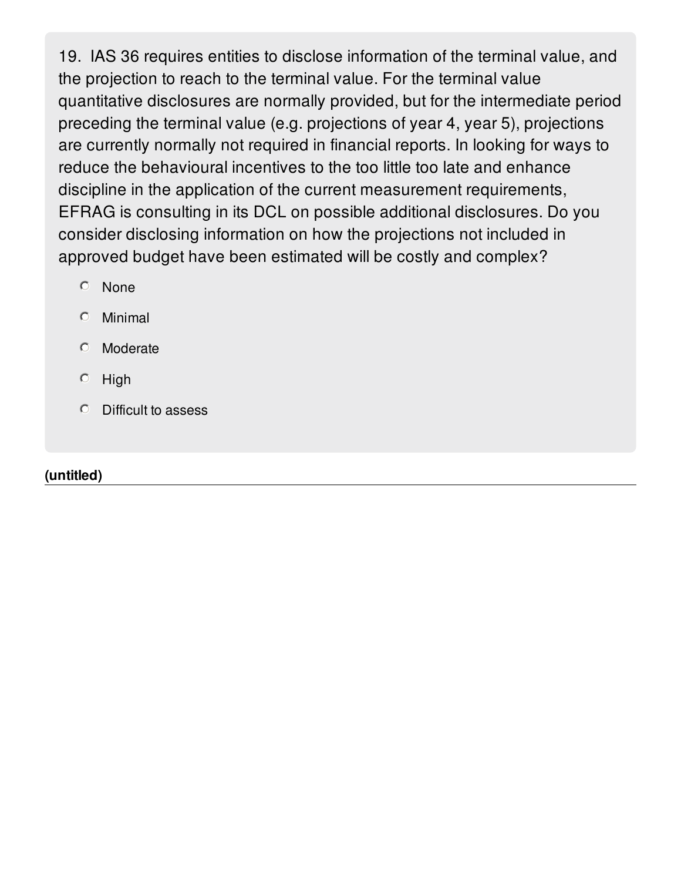19. IAS 36 requires entities to disclose information of the terminal value, and the projection to reach to the terminal value. For the terminal value quantitative disclosures are normally provided, but for the intermediate period preceding the terminal value (e.g. projections of year 4, year 5), projections are currently normally not required in financial reports. In looking for ways to reduce the behavioural incentives to the too little too late and enhance discipline in the application of the current measurement requirements, EFRAG is consulting in its DCL on possible additional disclosures. Do you consider disclosing information on how the projections not included in approved budget have been estimated will be costly and complex?

- None
- Minimal
- Moderate
- High
- Difficult to assess

**(untitled)**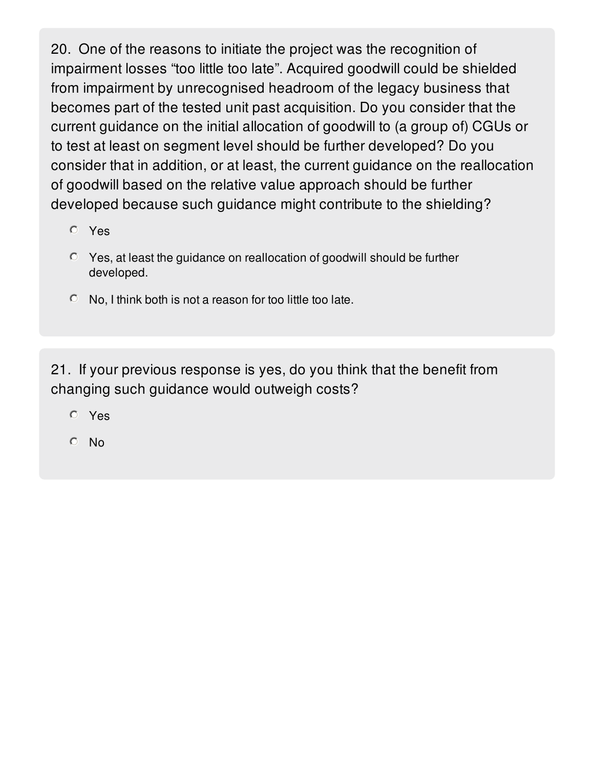20. One of the reasons to initiate the project was the recognition of impairment losses “too little too late”. Acquired goodwill could be shielded from impairment by unrecognised headroom of the legacy business that becomes part of the tested unit past acquisition. Do you consider that the current guidance on the initial allocation of goodwill to (a group of) CGUs or to test at least on segment level should be further developed? Do you consider that in addition, or at least, the current guidance on the reallocation of goodwill based on the relative value approach should be further developed because such guidance might contribute to the shielding?

- Yes
- Yes, at least the guidance on reallocation of goodwill should be further developed.
- No, I think both is not a reason for too little too late.

21. If your previous response is yes, do you think that the benefit from changing such guidance would outweigh costs?

- Yes
- No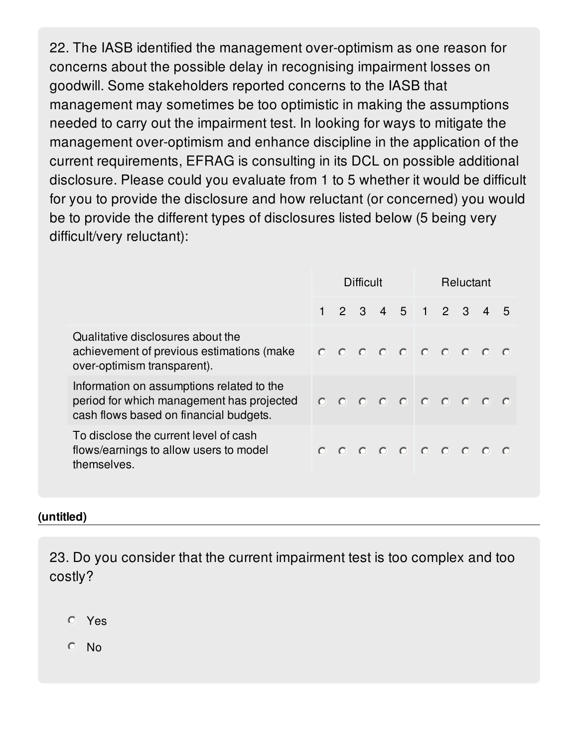22. The IASB identified the management over-optimism as one reason for concerns about the possible delay in recognising impairment losses on goodwill. Some stakeholders reported concerns to the IASB that management may sometimes be too optimistic in making the assumptions needed to carry out the impairment test. In looking for ways to mitigate the management over-optimism and enhance discipline in the application of the current requirements, EFRAG is consulting in its DCL on possible additional disclosure. Please could you evaluate from 1 to 5 whether it would be difficult for you to provide the disclosure and how reluctant (or concerned) you would be to provide the different types of disclosures listed below (5 being very difficult/very reluctant):

| | Difficult | | | | | Reluctant | | | | |
|---|---|---|---|---|---|---|---|---|---|---|
| | 1 | 2 | 3 | 4 | 5 | 1 | 2 | 3 | 4 | 5 |
| Qualitative disclosures about the achievement of previous estimations (make over-optimism transparent). | ○ | ○ | ○ | ○ | ○ | ○ | ○ | ○ | ○ | ○ |
| Information on assumptions related to the period for which management has projected cash flows based on financial budgets. | ○ | ○ | ○ | ○ | ○ | ○ | ○ | ○ | ○ | ○ |
| To disclose the current level of cash flows/earnings to allow users to model themselves. | ○ | ○ | ○ | ○ | ○ | ○ | ○ | ○ | ○ | ○ |

**(untitled)**

23. Do you consider that the current impairment test is too complex and too costly?

- ○ Yes
- ○ No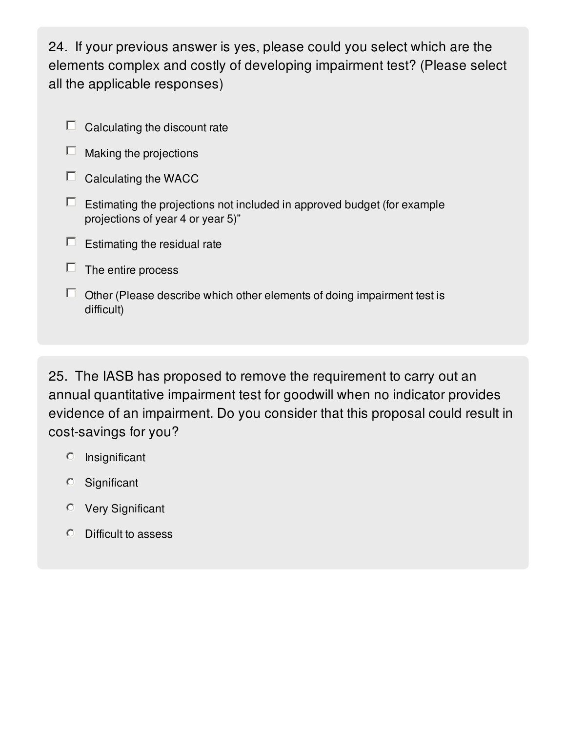24. If your previous answer is yes, please could you select which are the elements complex and costly of developing impairment test? (Please select all the applicable responses)

- [ ] Calculating the discount rate
- [ ] Making the projections
- [ ] Calculating the WACC
- [ ] Estimating the projections not included in approved budget (for example projections of year 4 or year 5)"
- [ ] Estimating the residual rate
- [ ] The entire process
- [ ] Other (Please describe which other elements of doing impairment test is difficult)

25. The IASB has proposed to remove the requirement to carry out an annual quantitative impairment test for goodwill when no indicator provides evidence of an impairment. Do you consider that this proposal could result in cost-savings for you?

- ○ Insignificant
- ○ Significant
- ○ Very Significant
- ○ Difficult to assess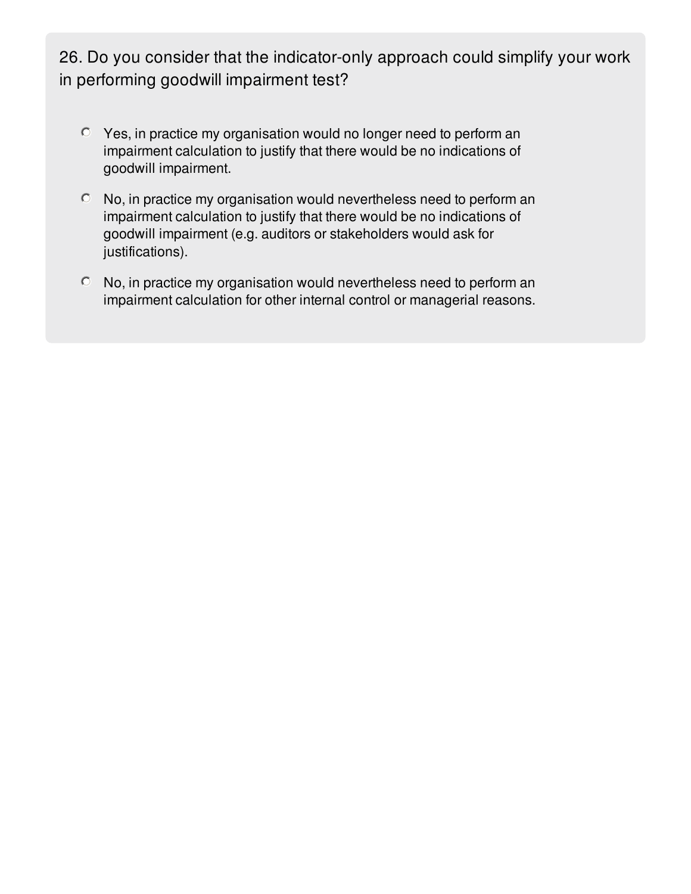26. Do you consider that the indicator-only approach could simplify your work in performing goodwill impairment test?

- Yes, in practice my organisation would no longer need to perform an impairment calculation to justify that there would be no indications of goodwill impairment.
- No, in practice my organisation would nevertheless need to perform an impairment calculation to justify that there would be no indications of goodwill impairment (e.g. auditors or stakeholders would ask for justifications).
- No, in practice my organisation would nevertheless need to perform an impairment calculation for other internal control or managerial reasons.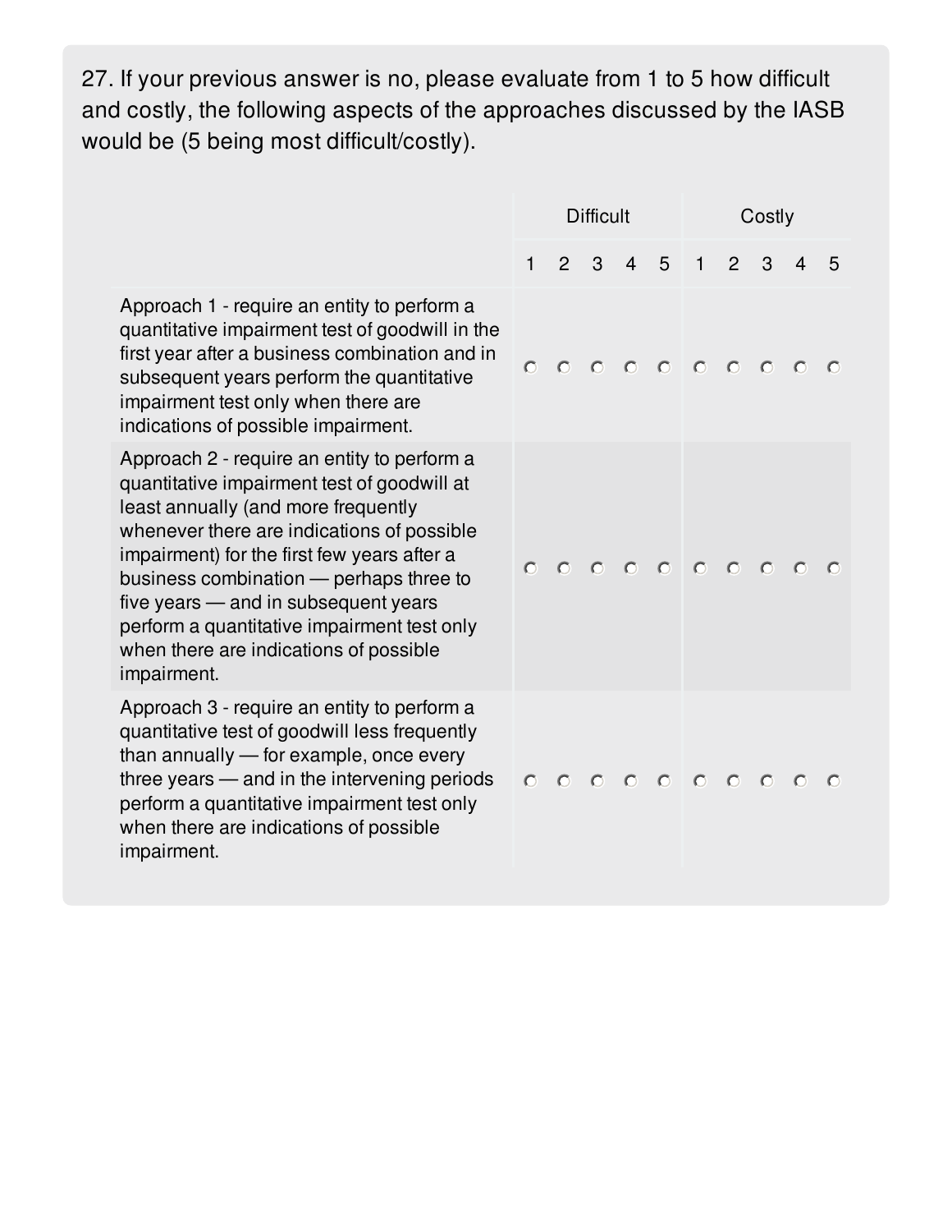27. If your previous answer is no, please evaluate from 1 to 5 how difficult and costly, the following aspects of the approaches discussed by the IASB would be (5 being most difficult/costly).

| | Difficult | | | | | Costly | | | | |
|---|---|---|---|---|---|---|---|---|---|---|
| | 1 | 2 | 3 | 4 | 5 | 1 | 2 | 3 | 4 | 5 |
| Approach 1 - require an entity to perform a quantitative impairment test of goodwill in the first year after a business combination and in subsequent years perform the quantitative impairment test only when there are indications of possible impairment. | ○ | ○ | ○ | ○ | ○ | ○ | ○ | ○ | ○ | ○ |
| Approach 2 - require an entity to perform a quantitative impairment test of goodwill at least annually (and more frequently whenever there are indications of possible impairment) for the first few years after a business combination — perhaps three to five years — and in subsequent years perform a quantitative impairment test only when there are indications of possible impairment. | ○ | ○ | ○ | ○ | ○ | ○ | ○ | ○ | ○ | ○ |
| Approach 3 - require an entity to perform a quantitative test of goodwill less frequently than annually — for example, once every three years — and in the intervening periods perform a quantitative impairment test only when there are indications of possible impairment. | ○ | ○ | ○ | ○ | ○ | ○ | ○ | ○ | ○ | ○ |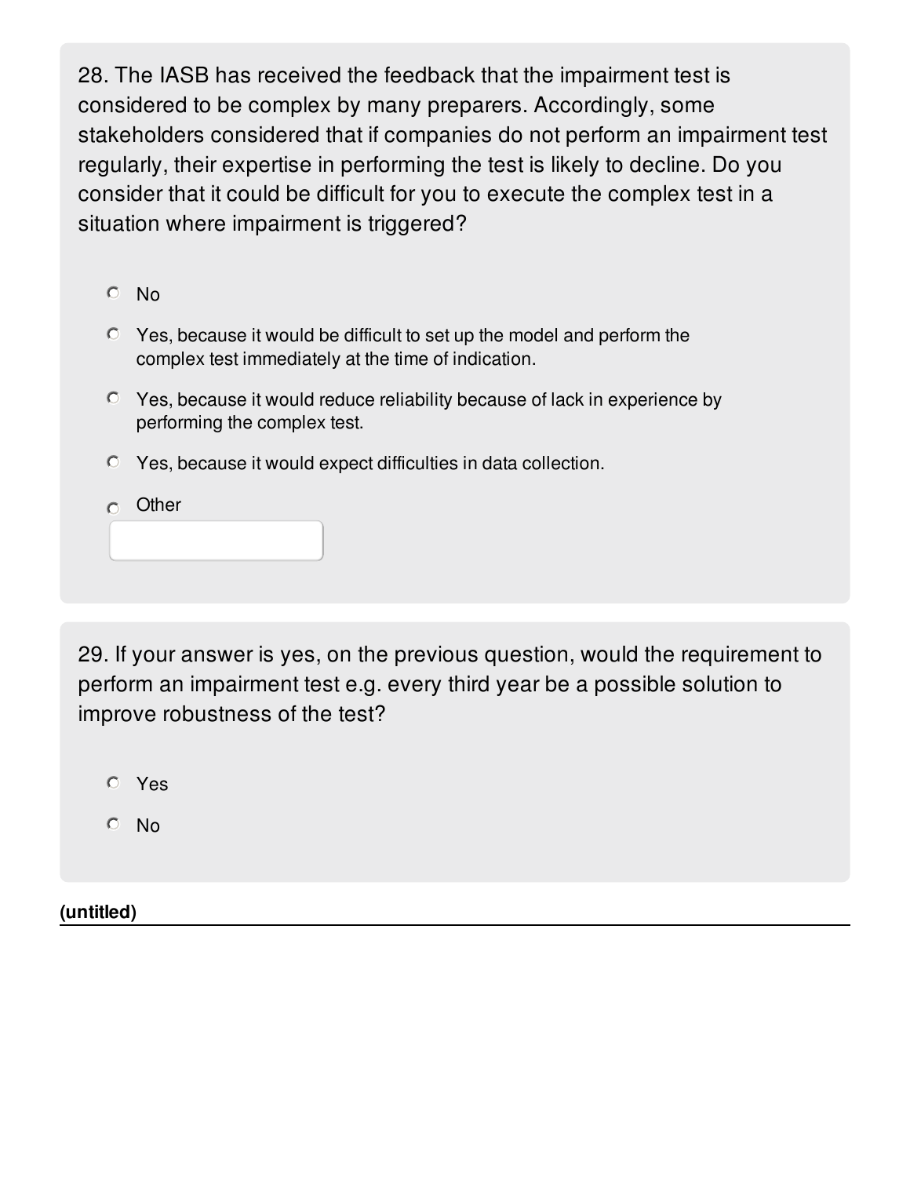28. The IASB has received the feedback that the impairment test is considered to be complex by many preparers. Accordingly, some stakeholders considered that if companies do not perform an impairment test regularly, their expertise in performing the test is likely to decline. Do you consider that it could be difficult for you to execute the complex test in a situation where impairment is triggered?

- No
- Yes, because it would be difficult to set up the model and perform the complex test immediately at the time of indication.
- Yes, because it would reduce reliability because of lack in experience by performing the complex test.
- Yes, because it would expect difficulties in data collection.
- Other

29. If your answer is yes, on the previous question, would the requirement to perform an impairment test e.g. every third year be a possible solution to improve robustness of the test?

- Yes
- No

**(untitled)**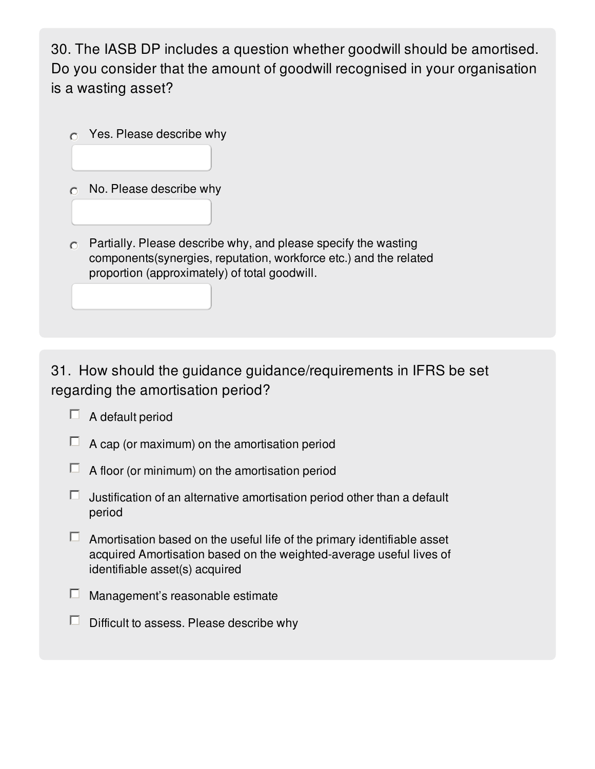30. The IASB DP includes a question whether goodwill should be amortised. Do you consider that the amount of goodwill recognised in your organisation is a wasting asset?

- ○ Yes. Please describe why
- ○ No. Please describe why
- ○ Partially. Please describe why, and please specify the wasting components(synergies, reputation, workforce etc.) and the related proportion (approximately) of total goodwill.

31. How should the guidance guidance/requirements in IFRS be set regarding the amortisation period?

- ☐ A default period
- ☐ A cap (or maximum) on the amortisation period
- ☐ A floor (or minimum) on the amortisation period
- ☐ Justification of an alternative amortisation period other than a default period
- ☐ Amortisation based on the useful life of the primary identifiable asset acquired Amortisation based on the weighted-average useful lives of identifiable asset(s) acquired
- ☐ Management's reasonable estimate
- ☐ Difficult to assess. Please describe why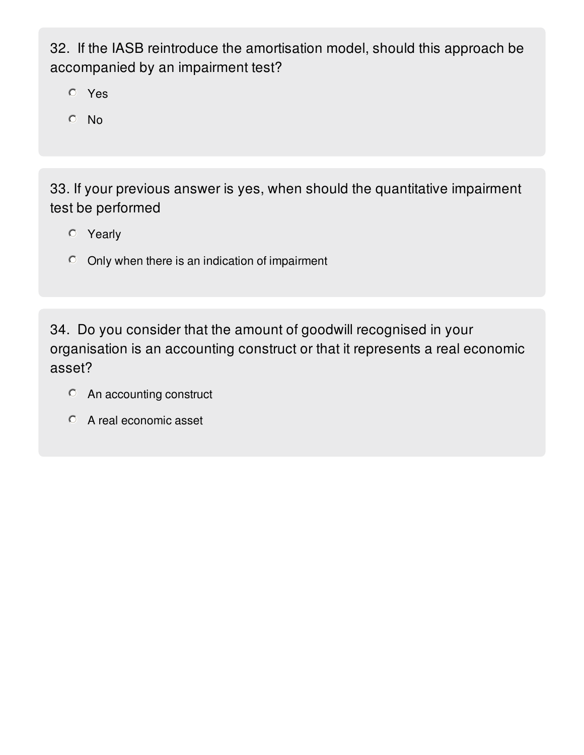32. If the IASB reintroduce the amortisation model, should this approach be accompanied by an impairment test?

- Yes
- No

33. If your previous answer is yes, when should the quantitative impairment test be performed

- Yearly
- Only when there is an indication of impairment

34. Do you consider that the amount of goodwill recognised in your organisation is an accounting construct or that it represents a real economic asset?

- An accounting construct
- A real economic asset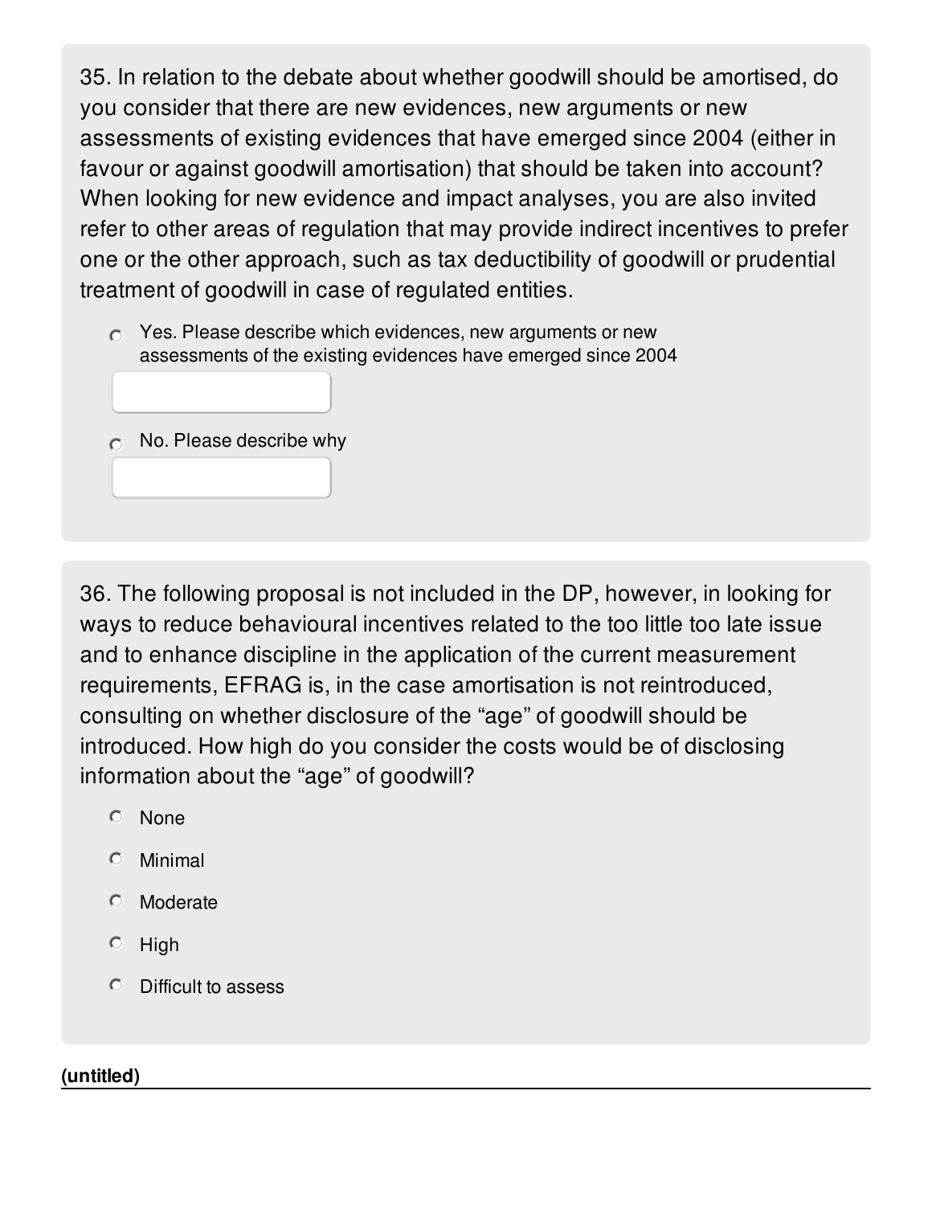35. In relation to the debate about whether goodwill should be amortised, do you consider that there are new evidences, new arguments or new assessments of existing evidences that have emerged since 2004 (either in favour or against goodwill amortisation) that should be taken into account? When looking for new evidence and impact analyses, you are also invited refer to other areas of regulation that may provide indirect incentives to prefer one or the other approach, such as tax deductibility of goodwill or prudential treatment of goodwill in case of regulated entities.

- Yes. Please describe which evidences, new arguments or new assessments of the existing evidences have emerged since 2004
- No. Please describe why

36. The following proposal is not included in the DP, however, in looking for ways to reduce behavioural incentives related to the too little too late issue and to enhance discipline in the application of the current measurement requirements, EFRAG is, in the case amortisation is not reintroduced, consulting on whether disclosure of the "age" of goodwill should be introduced. How high do you consider the costs would be of disclosing information about the "age" of goodwill?

- None
- Minimal
- Moderate
- High
- Difficult to assess

**(untitled)**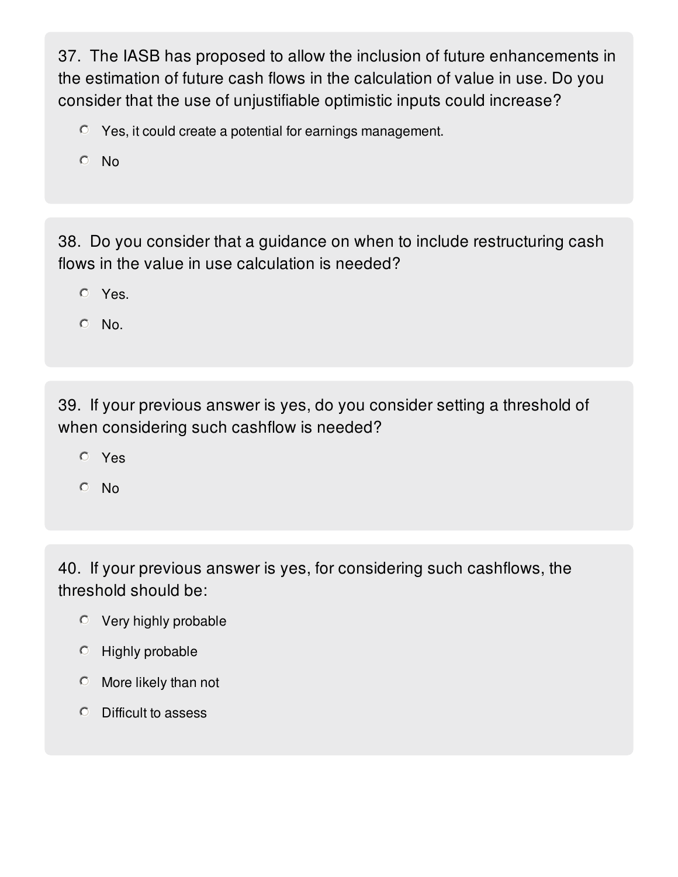37. The IASB has proposed to allow the inclusion of future enhancements in the estimation of future cash flows in the calculation of value in use. Do you consider that the use of unjustifiable optimistic inputs could increase?

- Yes, it could create a potential for earnings management.
- No

38. Do you consider that a guidance on when to include restructuring cash flows in the value in use calculation is needed?

- Yes.
- No.

39. If your previous answer is yes, do you consider setting a threshold of when considering such cashflow is needed?

- Yes
- No

40. If your previous answer is yes, for considering such cashflows, the threshold should be:

- Very highly probable
- Highly probable
- More likely than not
- Difficult to assess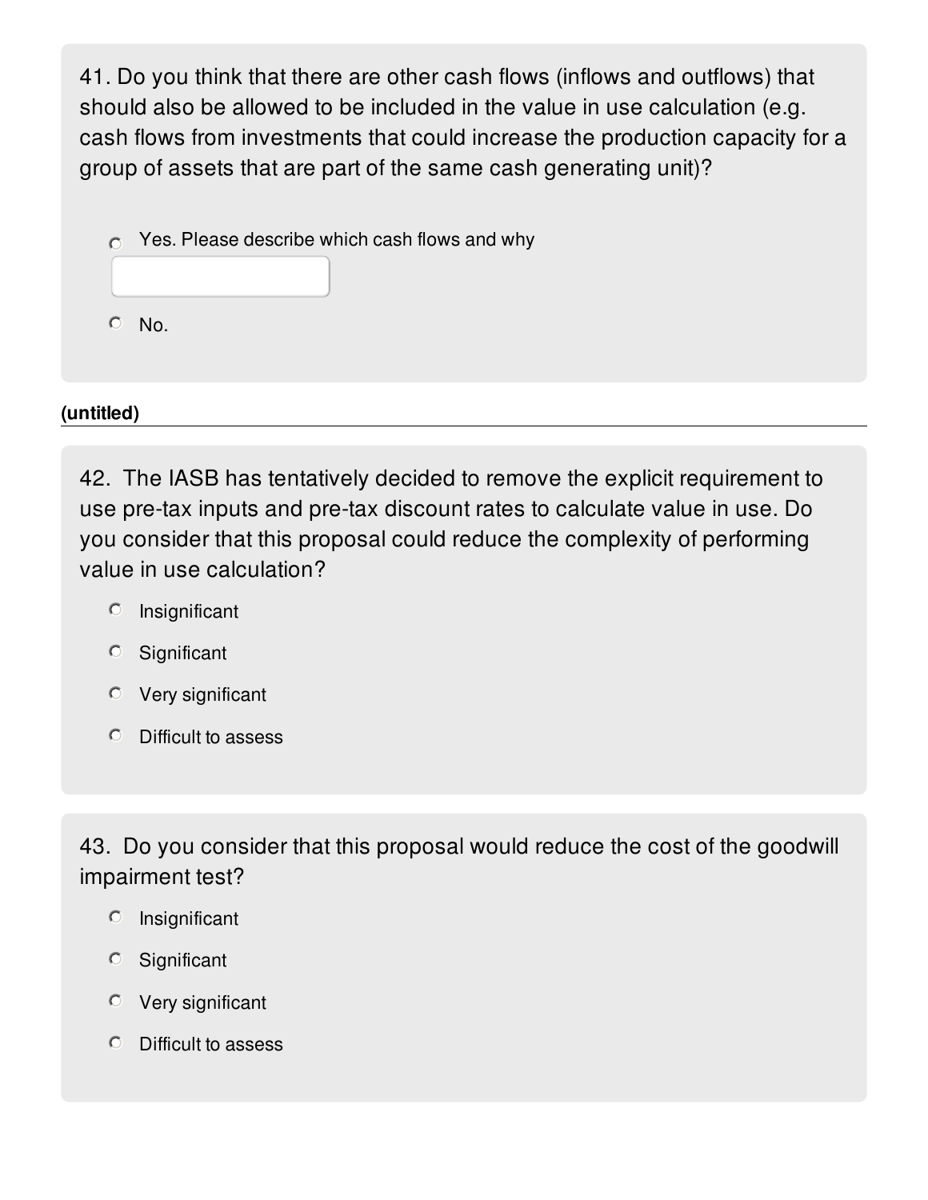41. Do you think that there are other cash flows (inflows and outflows) that should also be allowed to be included in the value in use calculation (e.g. cash flows from investments that could increase the production capacity for a group of assets that are part of the same cash generating unit)?

- ○ Yes. Please describe which cash flows and why

  ____________________

- ○ No.

**(untitled)**

---

42. The IASB has tentatively decided to remove the explicit requirement to use pre-tax inputs and pre-tax discount rates to calculate value in use. Do you consider that this proposal could reduce the complexity of performing value in use calculation?

- ○ Insignificant
- ○ Significant
- ○ Very significant
- ○ Difficult to assess

43. Do you consider that this proposal would reduce the cost of the goodwill impairment test?

- ○ Insignificant
- ○ Significant
- ○ Very significant
- ○ Difficult to assess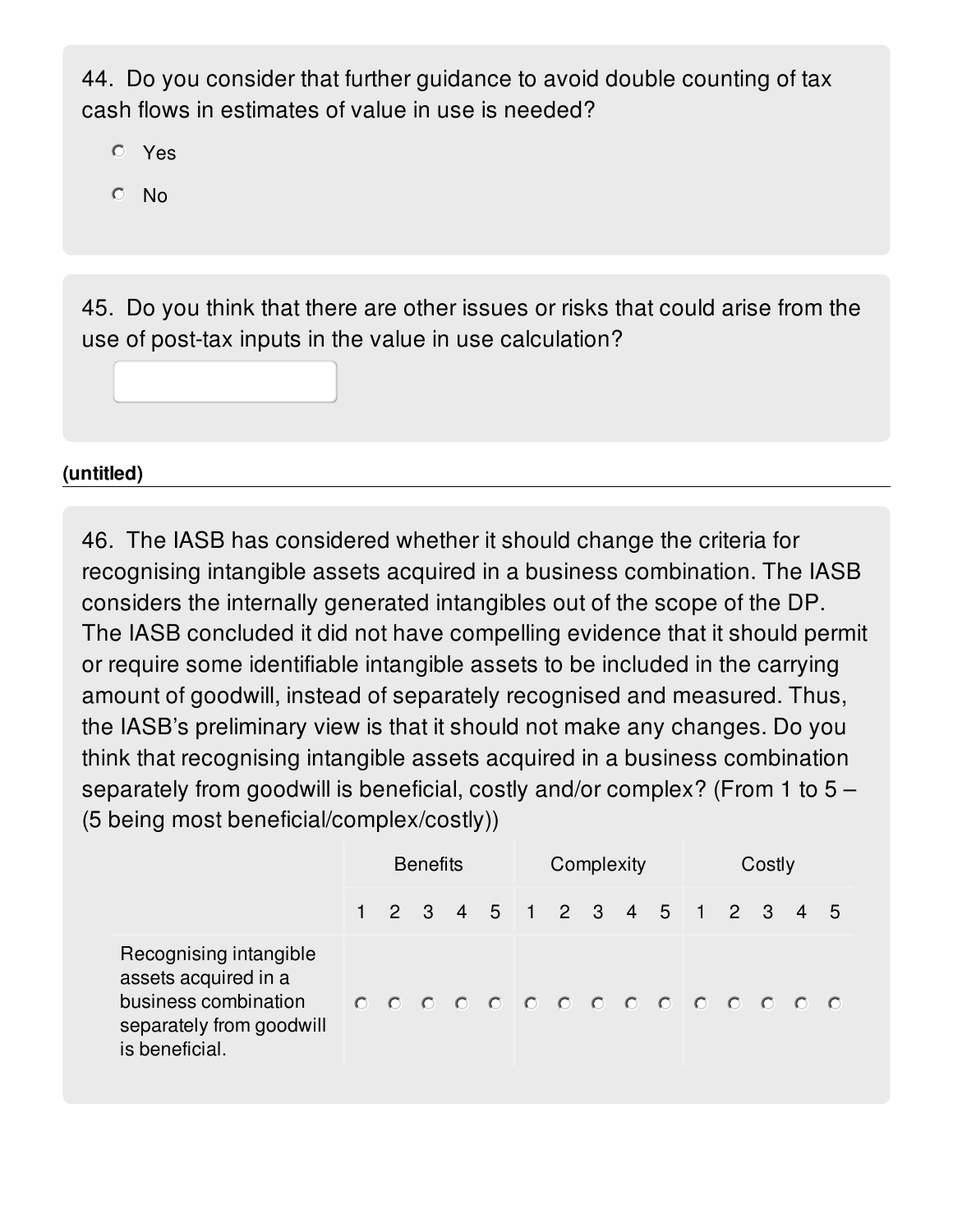44. Do you consider that further guidance to avoid double counting of tax cash flows in estimates of value in use is needed?

- Yes
- No

45. Do you think that there are other issues or risks that could arise from the use of post-tax inputs in the value in use calculation?

**(untitled)**

46. The IASB has considered whether it should change the criteria for recognising intangible assets acquired in a business combination. The IASB considers the internally generated intangibles out of the scope of the DP. The IASB concluded it did not have compelling evidence that it should permit or require some identifiable intangible assets to be included in the carrying amount of goodwill, instead of separately recognised and measured. Thus, the IASB's preliminary view is that it should not make any changes. Do you think that recognising intangible assets acquired in a business combination separately from goodwill is beneficial, costly and/or complex? (From 1 to 5 – (5 being most beneficial/complex/costly))

| | Benefits | | | | | Complexity | | | | | Costly | | | | |
|---|---|---|---|---|---|---|---|---|---|---|---|---|---|---|---|
| | 1 | 2 | 3 | 4 | 5 | 1 | 2 | 3 | 4 | 5 | 1 | 2 | 3 | 4 | 5 |
| Recognising intangible assets acquired in a business combination separately from goodwill is beneficial. | | | | | | | | | | | | | | | |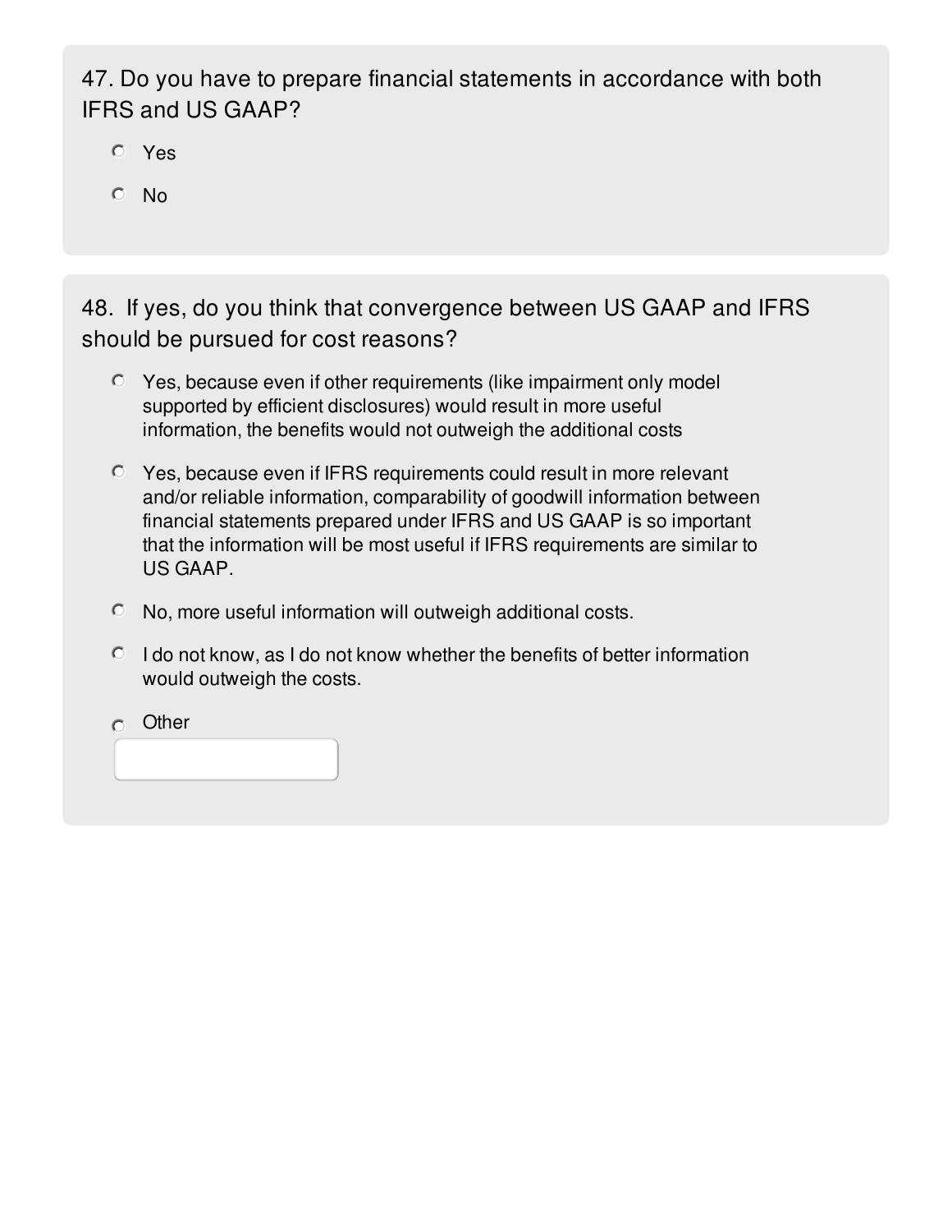47. Do you have to prepare financial statements in accordance with both IFRS and US GAAP?

- ○ Yes
- ○ No

48. If yes, do you think that convergence between US GAAP and IFRS should be pursued for cost reasons?

- ○ Yes, because even if other requirements (like impairment only model supported by efficient disclosures) would result in more useful information, the benefits would not outweigh the additional costs
- ○ Yes, because even if IFRS requirements could result in more relevant and/or reliable information, comparability of goodwill information between financial statements prepared under IFRS and US GAAP is so important that the information will be most useful if IFRS requirements are similar to US GAAP.
- ○ No, more useful information will outweigh additional costs.
- ○ I do not know, as I do not know whether the benefits of better information would outweigh the costs.
- ○ Other